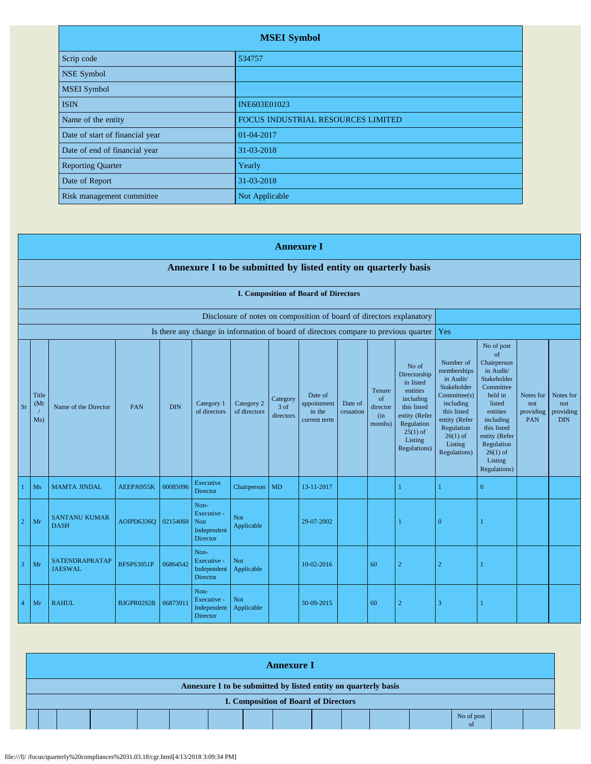| MSEI Symbol | |
|---|---|
| Scrip code | 534757 |
| NSE Symbol | |
| MSEI Symbol | |
| ISIN | INE603E01023 |
| Name of the entity | FOCUS INDUSTRIAL RESOURCES LIMITED |
| Date of start of financial year | 01-04-2017 |
| Date of end of financial year | 31-03-2018 |
| Reporting Quarter | Yearly |
| Date of Report | 31-03-2018 |
| Risk management committee | Not Applicable |

## Annexure I

### Annexure I to be submitted by listed entity on quarterly basis

#### I. Composition of Board of Directors

| Disclosure of notes on composition of board of directors explanatory | |
|---|---|
| Is there any change in information of board of directors compare to previous quarter | Yes |

| Sr | Title (Mr / Ms) | Name of the Director | PAN | DIN | Category 1 of directors | Category 2 of directors | Category 3 of directors | Date of appointment in the current term | Date of cessation | Tenure of director (in months) | No of Directorship in listed entities including this listed entity (Refer Regulation 25(1) of Listing Regulations) | Number of memberships in Audit/ Stakeholder Committee(s) including this listed entity (Refer Regulation 26(1) of Listing Regulations) | No of post of Chairperson in Audit/ Stakeholder Committee held in listed entities including this listed entity (Refer Regulation 26(1) of Listing Regulations) | Notes for not providing PAN | Notes for not providing DIN |
|---|---|---|---|---|---|---|---|---|---|---|---|---|---|---|---|
| 1 | Ms | MAMTA JINDAL | AEEPJ6955K | 00085096 | Executive Director | Chairperson | MD | 13-11-2017 | | | 1 | 1 | 0 | | |
| 2 | Mr | SANTANU KUMAR DASH | AOIPD6336Q | 02154069 | Non-Executive - Non Independent Director | Not Applicable | | 29-07-2002 | | | 1 | 0 | 1 | | |
| 3 | Mr | SATENDRAPRATAP JAESWAL | BFSPS3051P | 06864542 | Non-Executive - Independent Director | Not Applicable | | 10-02-2016 | | 60 | 2 | 2 | 1 | | |
| 4 | Mr | RAHUL | BJGPR0292B | 06873911 | Non-Executive - Independent Director | Not Applicable | | 30-09-2015 | | 60 | 2 | 3 | 1 | | |

## Annexure I

### Annexure I to be submitted by listed entity on quarterly basis

#### I. Composition of Board of Directors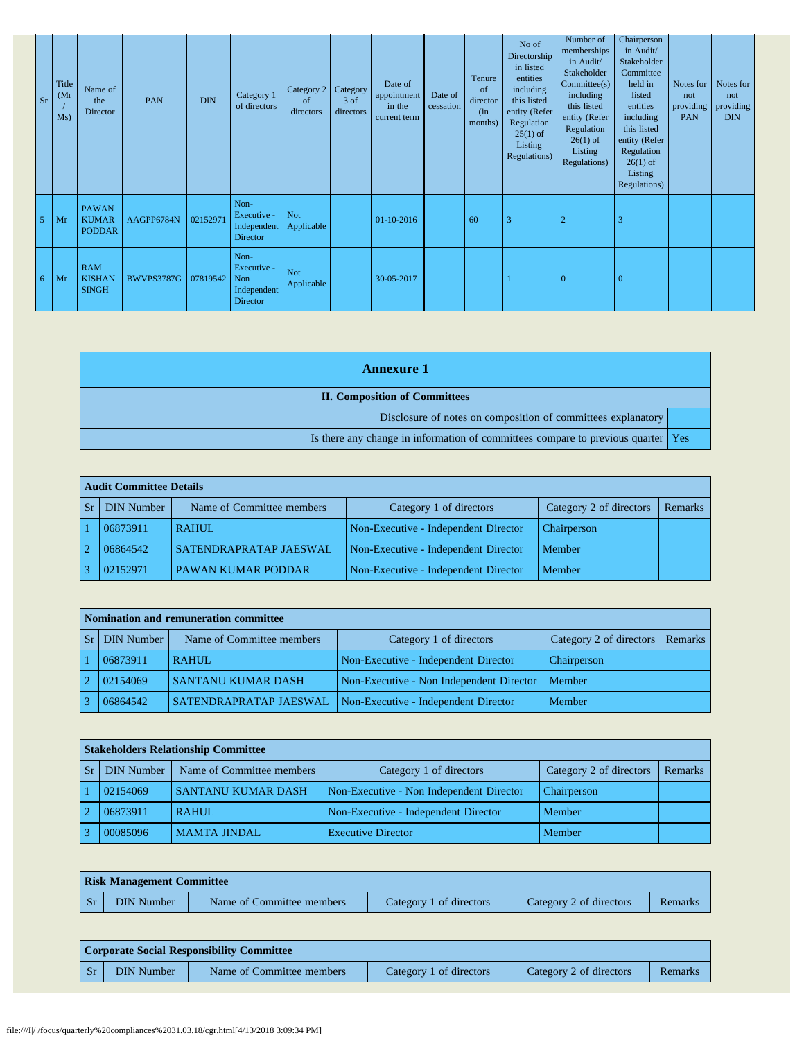| Sr | Title (Mr / Ms) | Name of the Director | PAN | DIN | Category 1 of directors | Category 2 of directors | Category 3 of directors | Date of appointment in the current term | Date of cessation | Tenure of director (in months) | No of Directorship in listed entities including this listed entity (Refer Regulation 25(1) of Listing Regulations) | Number of memberships in Audit/ Stakeholder Committee(s) including this listed entity (Refer Regulation 26(1) of Listing Regulations) | Chairperson in Audit/ Stakeholder Committee held in listed entities including this listed entity (Refer Regulation 26(1) of Listing Regulations) | Notes for not providing PAN | Notes for not providing DIN |
|---|---|---|---|---|---|---|---|---|---|---|---|---|---|---|---|
| 5 | Mr | PAWAN KUMAR PODDAR | AAGPP6784N | 02152971 | Non-Executive - Independent Director | Not Applicable | | 01-10-2016 | | 60 | 3 | 2 | 3 | | |
| 6 | Mr | RAM KISHAN SINGH | BWVPS3787G | 07819542 | Non-Executive - Non Independent Director | Not Applicable | | 30-05-2017 | | | 1 | 0 | 0 | | |

## Annexure 1

### II. Composition of Committees

| | |
|---|---|
| Disclosure of notes on composition of committees explanatory | |
| Is there any change in information of committees compare to previous quarter | Yes |

**Audit Committee Details**

| Sr | DIN Number | Name of Committee members | Category 1 of directors | Category 2 of directors | Remarks |
|---|---|---|---|---|---|
| 1 | 06873911 | RAHUL | Non-Executive - Independent Director | Chairperson | |
| 2 | 06864542 | SATENDRAPRATAP JAESWAL | Non-Executive - Independent Director | Member | |
| 3 | 02152971 | PAWAN KUMAR PODDAR | Non-Executive - Independent Director | Member | |

**Nomination and remuneration committee**

| Sr | DIN Number | Name of Committee members | Category 1 of directors | Category 2 of directors | Remarks |
|---|---|---|---|---|---|
| 1 | 06873911 | RAHUL | Non-Executive - Independent Director | Chairperson | |
| 2 | 02154069 | SANTANU KUMAR DASH | Non-Executive - Non Independent Director | Member | |
| 3 | 06864542 | SATENDRAPRATAP JAESWAL | Non-Executive - Independent Director | Member | |

**Stakeholders Relationship Committee**

| Sr | DIN Number | Name of Committee members | Category 1 of directors | Category 2 of directors | Remarks |
|---|---|---|---|---|---|
| 1 | 02154069 | SANTANU KUMAR DASH | Non-Executive - Non Independent Director | Chairperson | |
| 2 | 06873911 | RAHUL | Non-Executive - Independent Director | Member | |
| 3 | 00085096 | MAMTA JINDAL | Executive Director | Member | |

**Risk Management Committee**

| Sr | DIN Number | Name of Committee members | Category 1 of directors | Category 2 of directors | Remarks |
|---|---|---|---|---|---|

**Corporate Social Responsibility Committee**

| Sr | DIN Number | Name of Committee members | Category 1 of directors | Category 2 of directors | Remarks |
|---|---|---|---|---|---|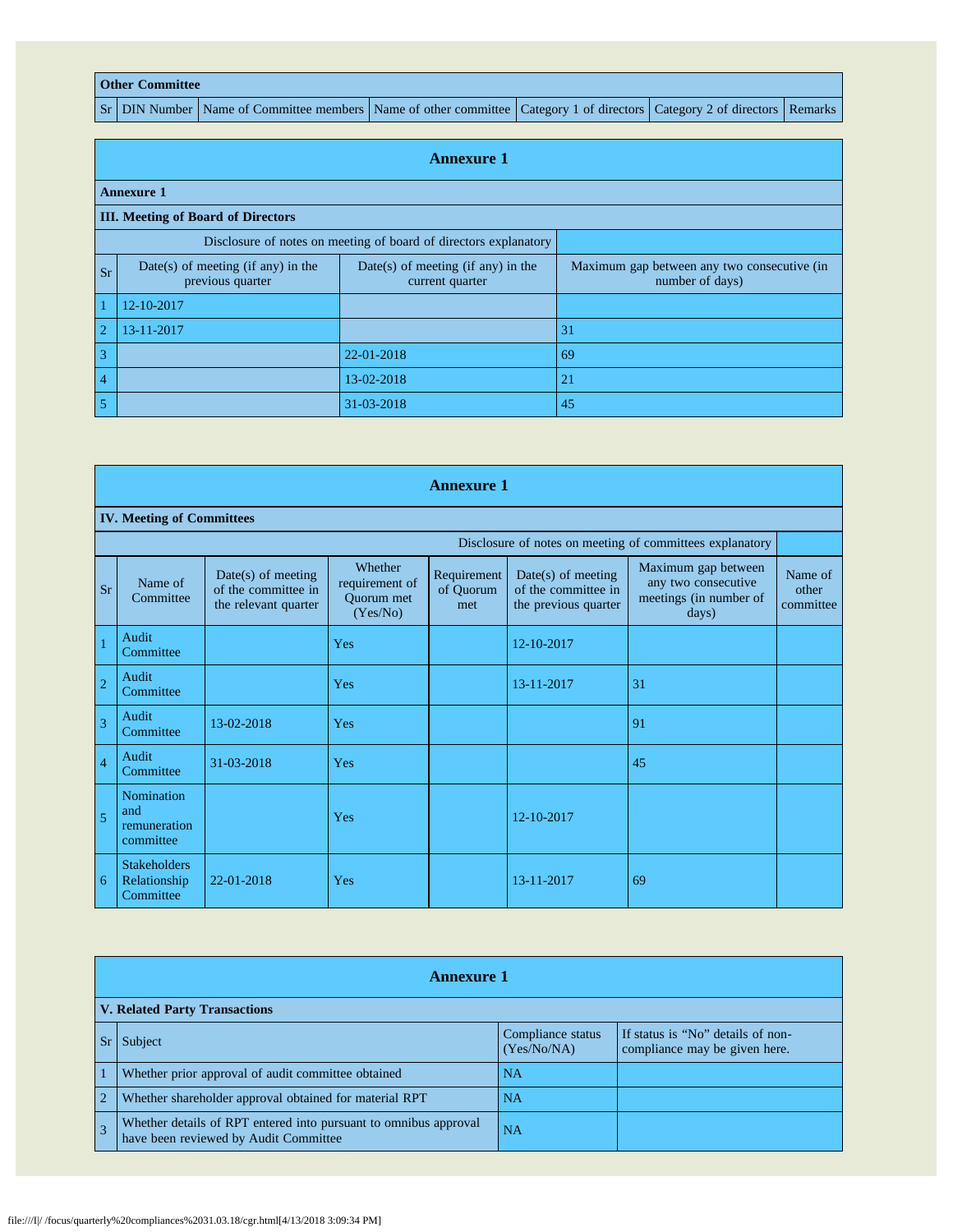| Other Committee | | | | | | |
|---|---|---|---|---|---|---|
| Sr | DIN Number | Name of Committee members | Name of other committee | Category 1 of directors | Category 2 of directors | Remarks |

## Annexure 1

**Annexure 1**

**III. Meeting of Board of Directors**

| Disclosure of notes on meeting of board of directors explanatory | | | |
|---|---|---|---|
| Sr | Date(s) of meeting (if any) in the previous quarter | Date(s) of meeting (if any) in the current quarter | Maximum gap between any two consecutive (in number of days) |
| 1 | 12-10-2017 | | |
| 2 | 13-11-2017 | | 31 |
| 3 | | 22-01-2018 | 69 |
| 4 | | 13-02-2018 | 21 |
| 5 | | 31-03-2018 | 45 |

## Annexure 1

**IV. Meeting of Committees**

Disclosure of notes on meeting of committees explanatory

| Sr | Name of Committee | Date(s) of meeting of the committee in the relevant quarter | Whether requirement of Quorum met (Yes/No) | Requirement of Quorum met | Date(s) of meeting of the committee in the previous quarter | Maximum gap between any two consecutive meetings (in number of days) | Name of other committee |
|---|---|---|---|---|---|---|---|
| 1 | Audit Committee | | Yes | | 12-10-2017 | | |
| 2 | Audit Committee | | Yes | | 13-11-2017 | 31 | |
| 3 | Audit Committee | 13-02-2018 | Yes | | | 91 | |
| 4 | Audit Committee | 31-03-2018 | Yes | | | 45 | |
| 5 | Nomination and remuneration committee | | Yes | | 12-10-2017 | | |
| 6 | Stakeholders Relationship Committee | 22-01-2018 | Yes | | 13-11-2017 | 69 | |

## Annexure 1

**V. Related Party Transactions**

| Sr | Subject | Compliance status (Yes/No/NA) | If status is "No" details of non-compliance may be given here. |
|---|---|---|---|
| 1 | Whether prior approval of audit committee obtained | NA | |
| 2 | Whether shareholder approval obtained for material RPT | NA | |
| 3 | Whether details of RPT entered into pursuant to omnibus approval have been reviewed by Audit Committee | NA | |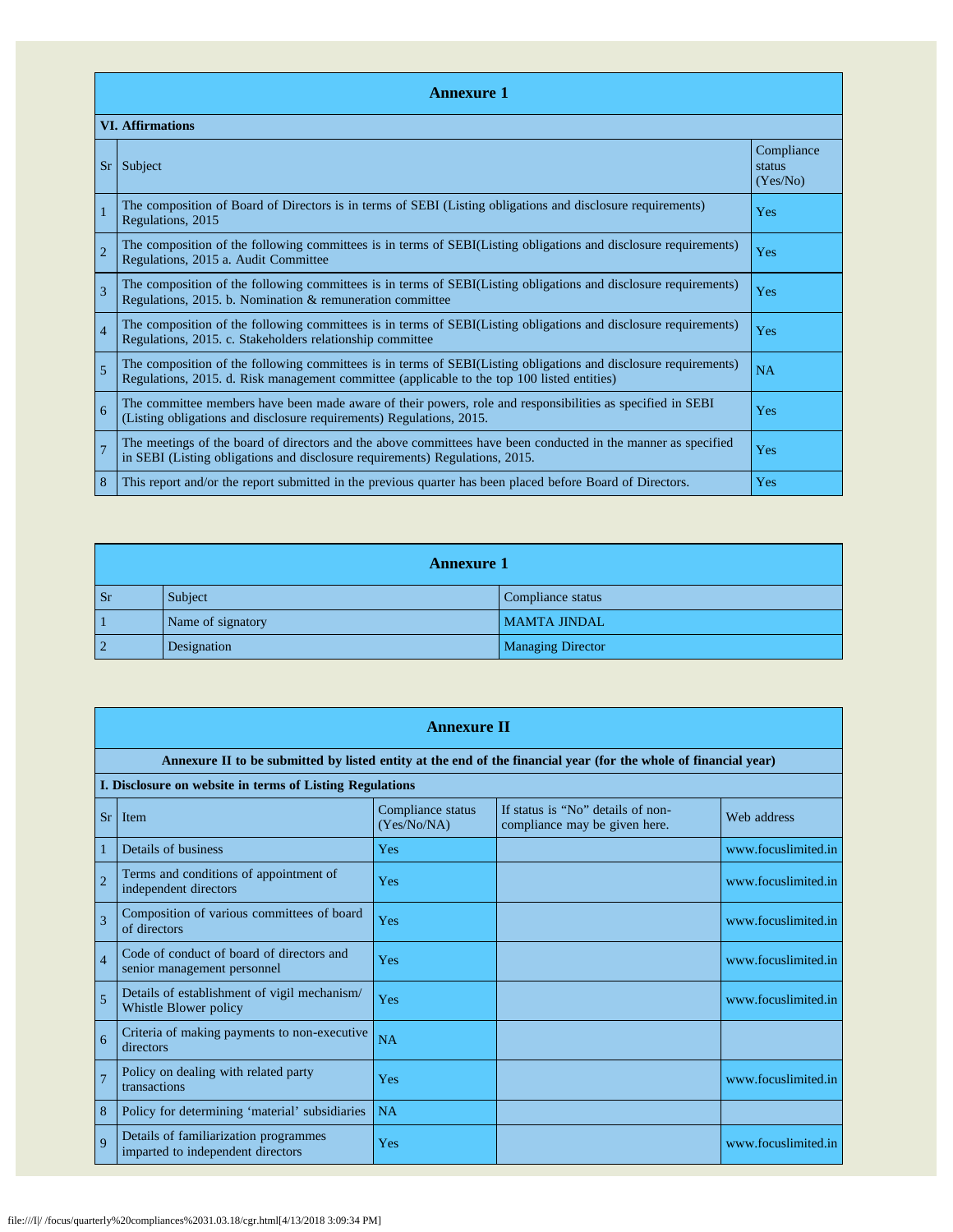## Annexure 1

| VI. Affirmations | | |
|---|---|---|
| Sr | Subject | Compliance status (Yes/No) |
| 1 | The composition of Board of Directors is in terms of SEBI (Listing obligations and disclosure requirements) Regulations, 2015 | Yes |
| 2 | The composition of the following committees is in terms of SEBI(Listing obligations and disclosure requirements) Regulations, 2015 a. Audit Committee | Yes |
| 3 | The composition of the following committees is in terms of SEBI(Listing obligations and disclosure requirements) Regulations, 2015. b. Nomination & remuneration committee | Yes |
| 4 | The composition of the following committees is in terms of SEBI(Listing obligations and disclosure requirements) Regulations, 2015. c. Stakeholders relationship committee | Yes |
| 5 | The composition of the following committees is in terms of SEBI(Listing obligations and disclosure requirements) Regulations, 2015. d. Risk management committee (applicable to the top 100 listed entities) | NA |
| 6 | The committee members have been made aware of their powers, role and responsibilities as specified in SEBI (Listing obligations and disclosure requirements) Regulations, 2015. | Yes |
| 7 | The meetings of the board of directors and the above committees have been conducted in the manner as specified in SEBI (Listing obligations and disclosure requirements) Regulations, 2015. | Yes |
| 8 | This report and/or the report submitted in the previous quarter has been placed before Board of Directors. | Yes |

## Annexure 1

| Sr | Subject | Compliance status |
|---|---|---|
| 1 | Name of signatory | MAMTA JINDAL |
| 2 | Designation | Managing Director |

## Annexure II

**Annexure II to be submitted by listed entity at the end of the financial year (for the whole of financial year)**

**I. Disclosure on website in terms of Listing Regulations**

| Sr | Item | Compliance status (Yes/No/NA) | If status is "No" details of non-compliance may be given here. | Web address |
|---|---|---|---|---|
| 1 | Details of business | Yes | | www.focuslimited.in |
| 2 | Terms and conditions of appointment of independent directors | Yes | | www.focuslimited.in |
| 3 | Composition of various committees of board of directors | Yes | | www.focuslimited.in |
| 4 | Code of conduct of board of directors and senior management personnel | Yes | | www.focuslimited.in |
| 5 | Details of establishment of vigil mechanism/ Whistle Blower policy | Yes | | www.focuslimited.in |
| 6 | Criteria of making payments to non-executive directors | NA | | |
| 7 | Policy on dealing with related party transactions | Yes | | www.focuslimited.in |
| 8 | Policy for determining 'material' subsidiaries | NA | | |
| 9 | Details of familiarization programmes imparted to independent directors | Yes | | www.focuslimited.in |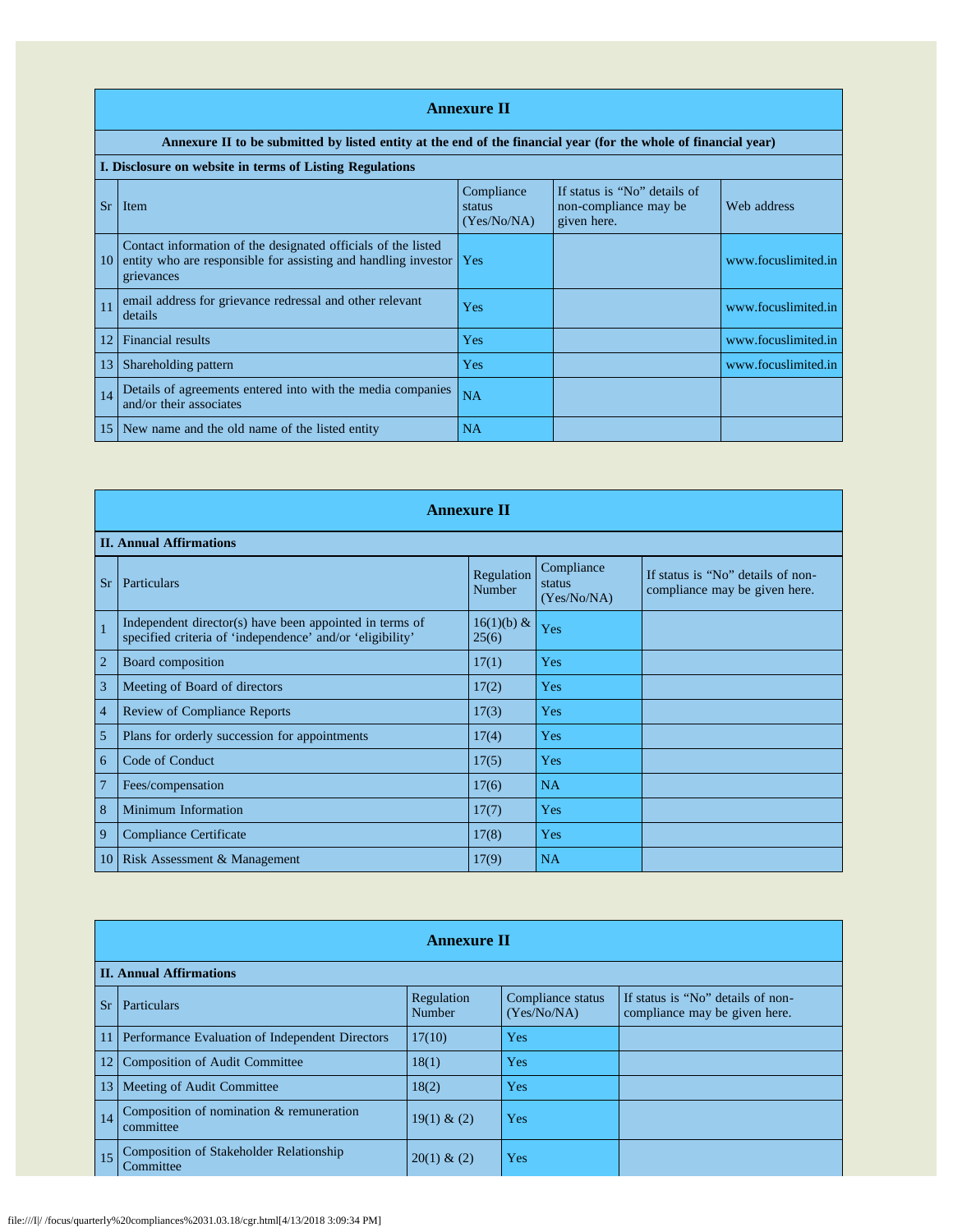## Annexure II

**Annexure II to be submitted by listed entity at the end of the financial year (for the whole of financial year)**

**I. Disclosure on website in terms of Listing Regulations**

| Sr | Item | Compliance status (Yes/No/NA) | If status is "No" details of non-compliance may be given here. | Web address |
|---|---|---|---|---|
| 10 | Contact information of the designated officials of the listed entity who are responsible for assisting and handling investor grievances | Yes | | www.focuslimited.in |
| 11 | email address for grievance redressal and other relevant details | Yes | | www.focuslimited.in |
| 12 | Financial results | Yes | | www.focuslimited.in |
| 13 | Shareholding pattern | Yes | | www.focuslimited.in |
| 14 | Details of agreements entered into with the media companies and/or their associates | NA | | |
| 15 | New name and the old name of the listed entity | NA | | |

## Annexure II

**II. Annual Affirmations**

| Sr | Particulars | Regulation Number | Compliance status (Yes/No/NA) | If status is "No" details of non-compliance may be given here. |
|---|---|---|---|---|
| 1 | Independent director(s) have been appointed in terms of specified criteria of 'independence' and/or 'eligibility' | 16(1)(b) & 25(6) | Yes | |
| 2 | Board composition | 17(1) | Yes | |
| 3 | Meeting of Board of directors | 17(2) | Yes | |
| 4 | Review of Compliance Reports | 17(3) | Yes | |
| 5 | Plans for orderly succession for appointments | 17(4) | Yes | |
| 6 | Code of Conduct | 17(5) | Yes | |
| 7 | Fees/compensation | 17(6) | NA | |
| 8 | Minimum Information | 17(7) | Yes | |
| 9 | Compliance Certificate | 17(8) | Yes | |
| 10 | Risk Assessment & Management | 17(9) | NA | |

## Annexure II

**II. Annual Affirmations**

| Sr | Particulars | Regulation Number | Compliance status (Yes/No/NA) | If status is "No" details of non-compliance may be given here. |
|---|---|---|---|---|
| 11 | Performance Evaluation of Independent Directors | 17(10) | Yes | |
| 12 | Composition of Audit Committee | 18(1) | Yes | |
| 13 | Meeting of Audit Committee | 18(2) | Yes | |
| 14 | Composition of nomination & remuneration committee | 19(1) & (2) | Yes | |
| 15 | Composition of Stakeholder Relationship Committee | 20(1) & (2) | Yes | |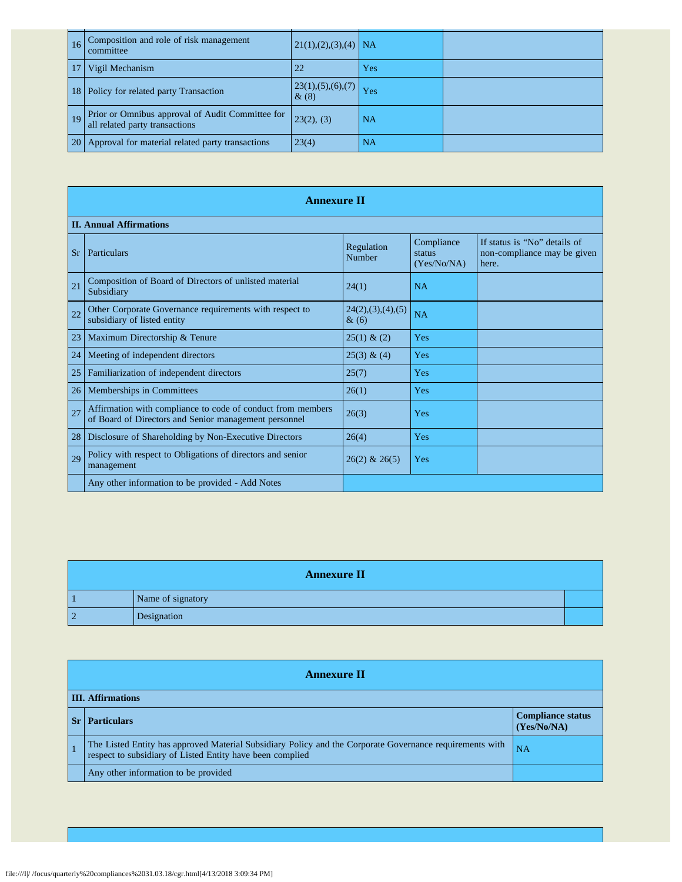| 16 | Composition and role of risk management committee | 21(1),(2),(3),(4) | NA | |
|---|---|---|---|---|
| 17 | Vigil Mechanism | 22 | Yes | |
| 18 | Policy for related party Transaction | 23(1),(5),(6),(7) & (8) | Yes | |
| 19 | Prior or Omnibus approval of Audit Committee for all related party transactions | 23(2), (3) | NA | |
| 20 | Approval for material related party transactions | 23(4) | NA | |

## Annexure II

**II. Annual Affirmations**

| Sr | Particulars | Regulation Number | Compliance status (Yes/No/NA) | If status is "No" details of non-compliance may be given here. |
|---|---|---|---|---|
| 21 | Composition of Board of Directors of unlisted material Subsidiary | 24(1) | NA | |
| 22 | Other Corporate Governance requirements with respect to subsidiary of listed entity | 24(2),(3),(4),(5) & (6) | NA | |
| 23 | Maximum Directorship & Tenure | 25(1) & (2) | Yes | |
| 24 | Meeting of independent directors | 25(3) & (4) | Yes | |
| 25 | Familiarization of independent directors | 25(7) | Yes | |
| 26 | Memberships in Committees | 26(1) | Yes | |
| 27 | Affirmation with compliance to code of conduct from members of Board of Directors and Senior management personnel | 26(3) | Yes | |
| 28 | Disclosure of Shareholding by Non-Executive Directors | 26(4) | Yes | |
| 29 | Policy with respect to Obligations of directors and senior management | 26(2) & 26(5) | Yes | |
| | Any other information to be provided - Add Notes | | | |

## Annexure II

| 1 | Name of signatory | |
|---|---|---|
| 2 | Designation | |

## Annexure II

**III. Affirmations**

| Sr | Particulars | Compliance status (Yes/No/NA) |
|---|---|---|
| 1 | The Listed Entity has approved Material Subsidiary Policy and the Corporate Governance requirements with respect to subsidiary of Listed Entity have been complied | NA |
| | Any other information to be provided | |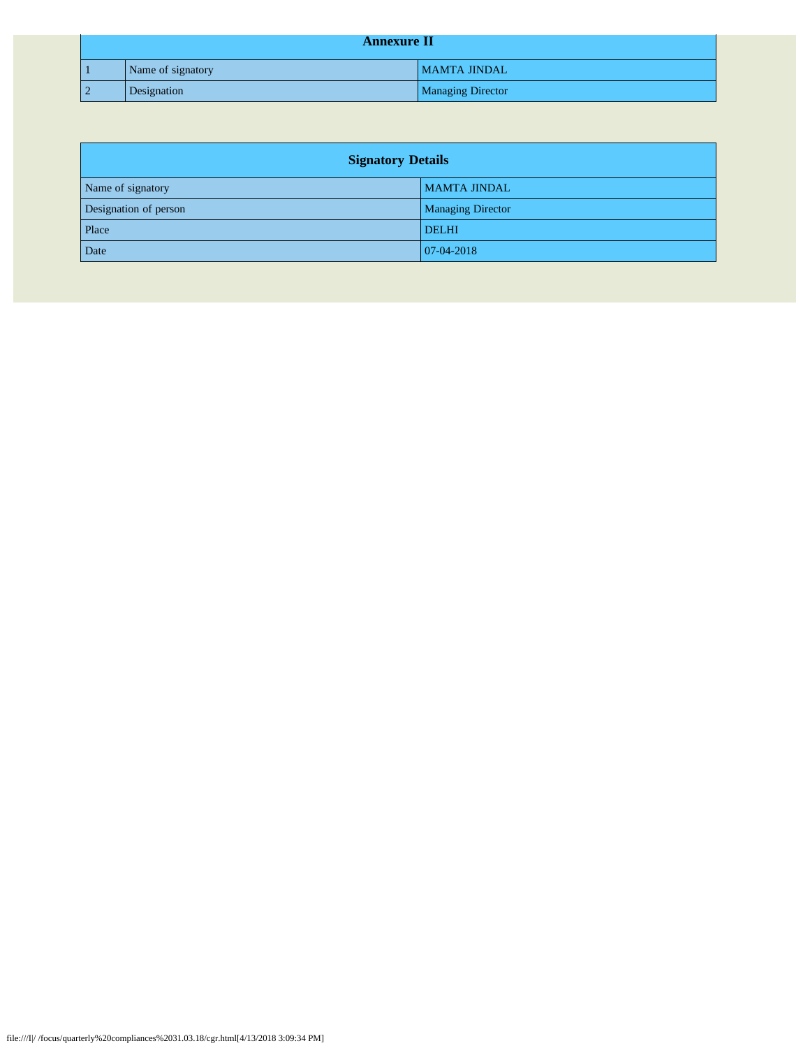| Annexure II | | |
|---|---|---|
| 1 | Name of signatory | MAMTA JINDAL |
| 2 | Designation | Managing Director |

| Signatory Details | |
|---|---|
| Name of signatory | MAMTA JINDAL |
| Designation of person | Managing Director |
| Place | DELHI |
| Date | 07-04-2018 |